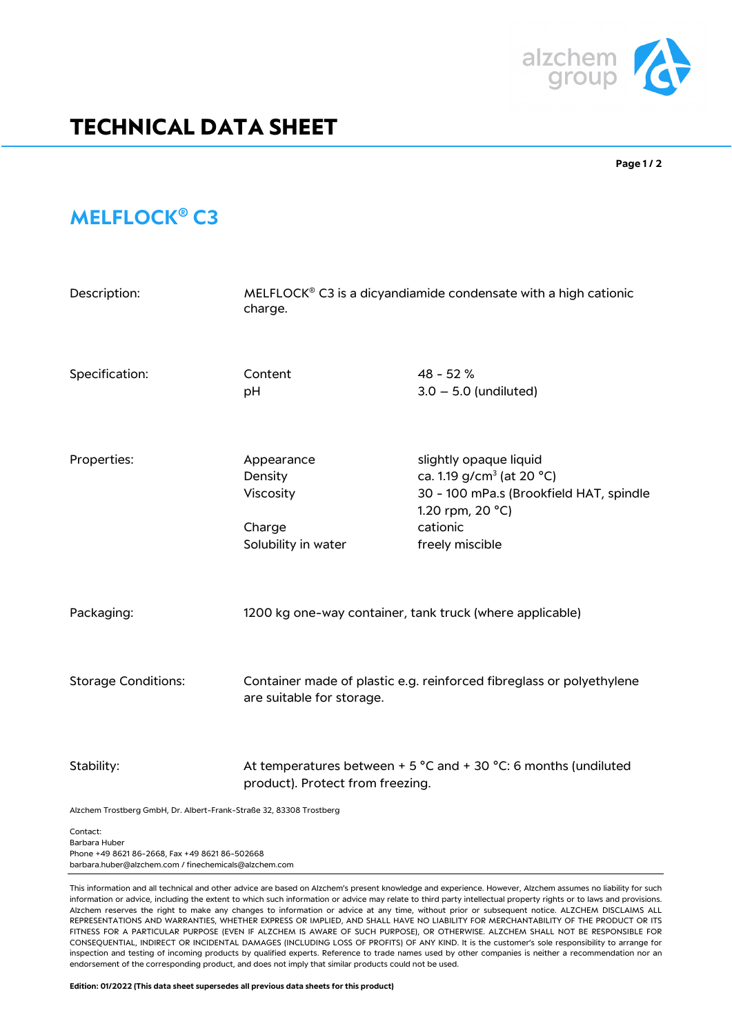# TECHNICAL DATA SHEET

## MELFLOCK® C3

| | | |
|---|---|---|
| Description: | MELFLOCK® C3 is a dicyandiamide condensate with a high cationic charge. | |
| Specification: | Content | 48 - 52 % |
| | pH | 3.0 – 5.0 (undiluted) |
| Properties: | Appearance | slightly opaque liquid |
| | Density | ca. 1.19 g/cm³ (at 20 °C) |
| | Viscosity | 30 - 100 mPa.s (Brookfield HAT, spindle 1.20 rpm, 20 °C) |
| | Charge | cationic |
| | Solubility in water | freely miscible |
| Packaging: | 1200 kg one-way container, tank truck (where applicable) | |
| Storage Conditions: | Container made of plastic e.g. reinforced fibreglass or polyethylene are suitable for storage. | |
| Stability: | At temperatures between + 5 °C and + 30 °C: 6 months (undiluted product). Protect from freezing. | |

Alzchem Trostberg GmbH, Dr. Albert-Frank-Straße 32, 83308 Trostberg

Contact:
Barbara Huber
Phone +49 8621 86-2668, Fax +49 8621 86-502668
barbara.huber@alzchem.com / finechemicals@alzchem.com

This information and all technical and other advice are based on Alzchem's present knowledge and experience. However, Alzchem assumes no liability for such information or advice, including the extent to which such information or advice may relate to third party intellectual property rights or to laws and provisions. Alzchem reserves the right to make any changes to information or advice at any time, without prior or subsequent notice. ALZCHEM DISCLAIMS ALL REPRESENTATIONS AND WARRANTIES, WHETHER EXPRESS OR IMPLIED, AND SHALL HAVE NO LIABILITY FOR MERCHANTABILITY OF THE PRODUCT OR ITS FITNESS FOR A PARTICULAR PURPOSE (EVEN IF ALZCHEM IS AWARE OF SUCH PURPOSE), OR OTHERWISE. ALZCHEM SHALL NOT BE RESPONSIBLE FOR CONSEQUENTIAL, INDIRECT OR INCIDENTAL DAMAGES (INCLUDING LOSS OF PROFITS) OF ANY KIND. It is the customer's sole responsibility to arrange for inspection and testing of incoming products by qualified experts. Reference to trade names used by other companies is neither a recommendation nor an endorsement of the corresponding product, and does not imply that similar products could not be used.

**Edition: 01/2022 (This data sheet supersedes all previous data sheets for this product)**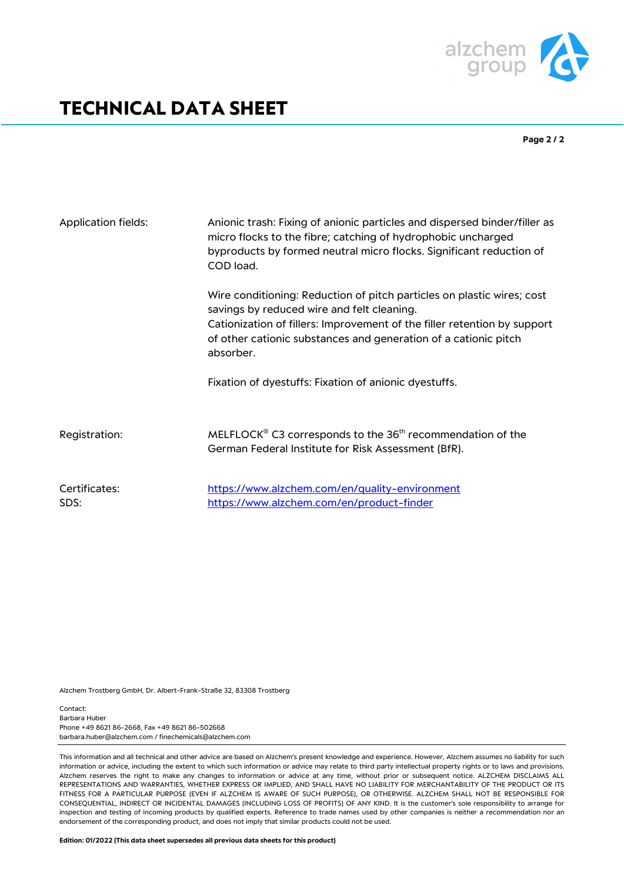| | |
|---|---|
| Application fields: | Anionic trash: Fixing of anionic particles and dispersed binder/filler as micro flocks to the fibre; catching of hydrophobic uncharged byproducts by formed neutral micro flocks. Significant reduction of COD load.<br><br>Wire conditioning: Reduction of pitch particles on plastic wires; cost savings by reduced wire and felt cleaning.<br>Cationization of fillers: Improvement of the filler retention by support of other cationic substances and generation of a cationic pitch absorber.<br><br>Fixation of dyestuffs: Fixation of anionic dyestuffs. |
| Registration: | MELFLOCK® C3 corresponds to the 36th recommendation of the German Federal Institute for Risk Assessment (BfR). |
| Certificates: | https://www.alzchem.com/en/quality-environment |
| SDS: | https://www.alzchem.com/en/product-finder |

Alzchem Trostberg GmbH, Dr. Albert-Frank-Straße 32, 83308 Trostberg

Contact:
Barbara Huber
Phone +49 8621 86-2668, Fax +49 8621 86-502668
barbara.huber@alzchem.com / finechemicals@alzchem.com

This information and all technical and other advice are based on Alzchem's present knowledge and experience. However, Alzchem assumes no liability for such information or advice, including the extent to which such information or advice may relate to third party intellectual property rights or to laws and provisions. Alzchem reserves the right to make any changes to information or advice at any time, without prior or subsequent notice. ALZCHEM DISCLAIMS ALL REPRESENTATIONS AND WARRANTIES, WHETHER EXPRESS OR IMPLIED, AND SHALL HAVE NO LIABILITY FOR MERCHANTABILITY OF THE PRODUCT OR ITS FITNESS FOR A PARTICULAR PURPOSE (EVEN IF ALZCHEM IS AWARE OF SUCH PURPOSE), OR OTHERWISE. ALZCHEM SHALL NOT BE RESPONSIBLE FOR CONSEQUENTIAL, INDIRECT OR INCIDENTAL DAMAGES (INCLUDING LOSS OF PROFITS) OF ANY KIND. It is the customer's sole responsibility to arrange for inspection and testing of incoming products by qualified experts. Reference to trade names used by other companies is neither a recommendation nor an endorsement of the corresponding product, and does not imply that similar products could not be used.

**Edition: 01/2022 (This data sheet supersedes all previous data sheets for this product)**